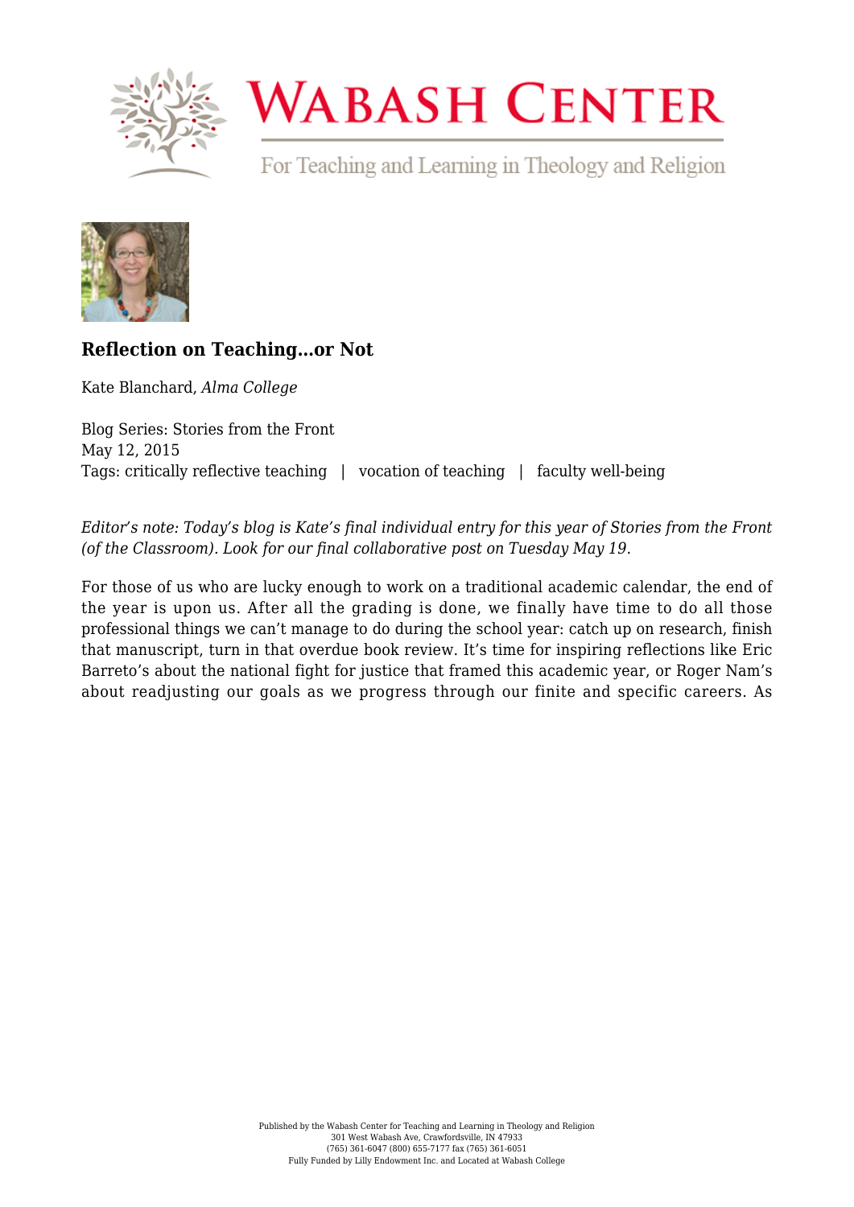# Reflection on Teaching…or Not

Kate Blanchard, *Alma College*

Blog Series: Stories from the Front
May 12, 2015
Tags: critically reflective teaching | vocation of teaching | faculty well-being

*Editor's note: Today's blog is Kate's final individual entry for this year of Stories from the Front (of the Classroom). Look for our final collaborative post on Tuesday May 19.*

For those of us who are lucky enough to work on a traditional academic calendar, the end of the year is upon us. After all the grading is done, we finally have time to do all those professional things we can't manage to do during the school year: catch up on research, finish that manuscript, turn in that overdue book review. It's time for inspiring reflections like Eric Barreto's about the national fight for justice that framed this academic year, or Roger Nam's about readjusting our goals as we progress through our finite and specific careers. As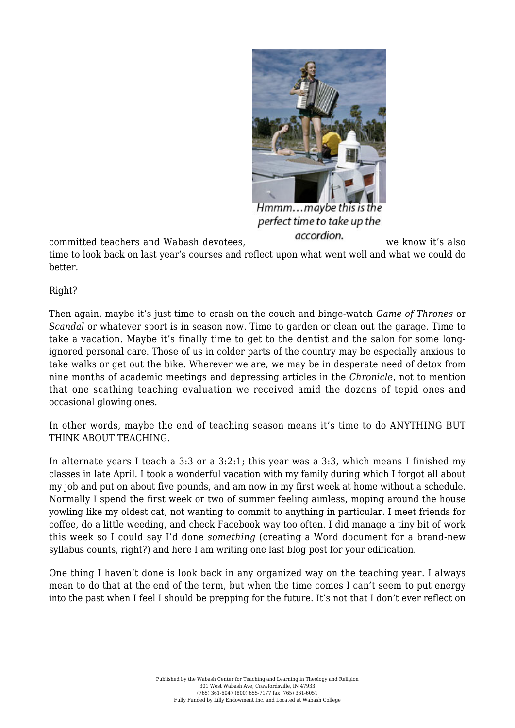Hmmm…maybe this is the perfect time to take up the accordion.

committed teachers and Wabash devotees, we know it's also time to look back on last year's courses and reflect upon what went well and what we could do better.

Right?

Then again, maybe it's just time to crash on the couch and binge-watch *Game of Thrones* or *Scandal* or whatever sport is in season now. Time to garden or clean out the garage. Time to take a vacation. Maybe it's finally time to get to the dentist and the salon for some long-ignored personal care. Those of us in colder parts of the country may be especially anxious to take walks or get out the bike. Wherever we are, we may be in desperate need of detox from nine months of academic meetings and depressing articles in the *Chronicle*, not to mention that one scathing teaching evaluation we received amid the dozens of tepid ones and occasional glowing ones.

In other words, maybe the end of teaching season means it's time to do ANYTHING BUT THINK ABOUT TEACHING.

In alternate years I teach a 3:3 or a 3:2:1; this year was a 3:3, which means I finished my classes in late April. I took a wonderful vacation with my family during which I forgot all about my job and put on about five pounds, and am now in my first week at home without a schedule. Normally I spend the first week or two of summer feeling aimless, moping around the house yowling like my oldest cat, not wanting to commit to anything in particular. I meet friends for coffee, do a little weeding, and check Facebook way too often. I did manage a tiny bit of work this week so I could say I'd done *something* (creating a Word document for a brand-new syllabus counts, right?) and here I am writing one last blog post for your edification.

One thing I haven't done is look back in any organized way on the teaching year. I always mean to do that at the end of the term, but when the time comes I can't seem to put energy into the past when I feel I should be prepping for the future. It's not that I don't ever reflect on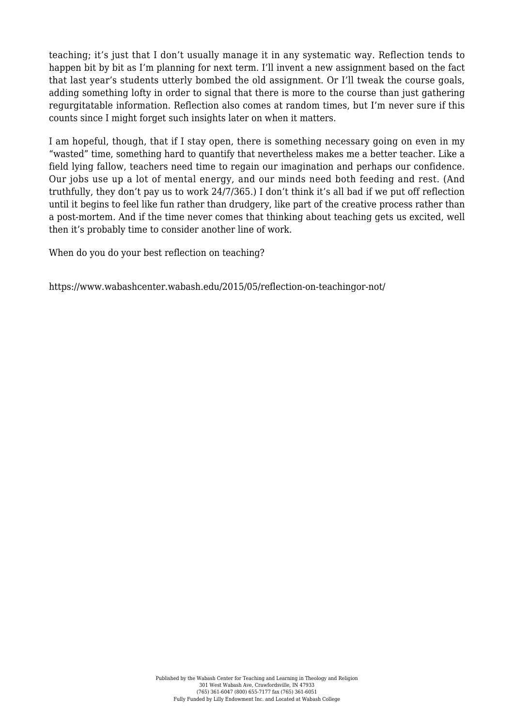teaching; it's just that I don't usually manage it in any systematic way. Reflection tends to happen bit by bit as I'm planning for next term. I'll invent a new assignment based on the fact that last year's students utterly bombed the old assignment. Or I'll tweak the course goals, adding something lofty in order to signal that there is more to the course than just gathering regurgitatable information. Reflection also comes at random times, but I'm never sure if this counts since I might forget such insights later on when it matters.

I am hopeful, though, that if I stay open, there is something necessary going on even in my "wasted" time, something hard to quantify that nevertheless makes me a better teacher. Like a field lying fallow, teachers need time to regain our imagination and perhaps our confidence. Our jobs use up a lot of mental energy, and our minds need both feeding and rest. (And truthfully, they don't pay us to work 24/7/365.) I don't think it's all bad if we put off reflection until it begins to feel like fun rather than drudgery, like part of the creative process rather than a post-mortem. And if the time never comes that thinking about teaching gets us excited, well then it's probably time to consider another line of work.

When do you do your best reflection on teaching?

https://www.wabashcenter.wabash.edu/2015/05/reflection-on-teachingor-not/